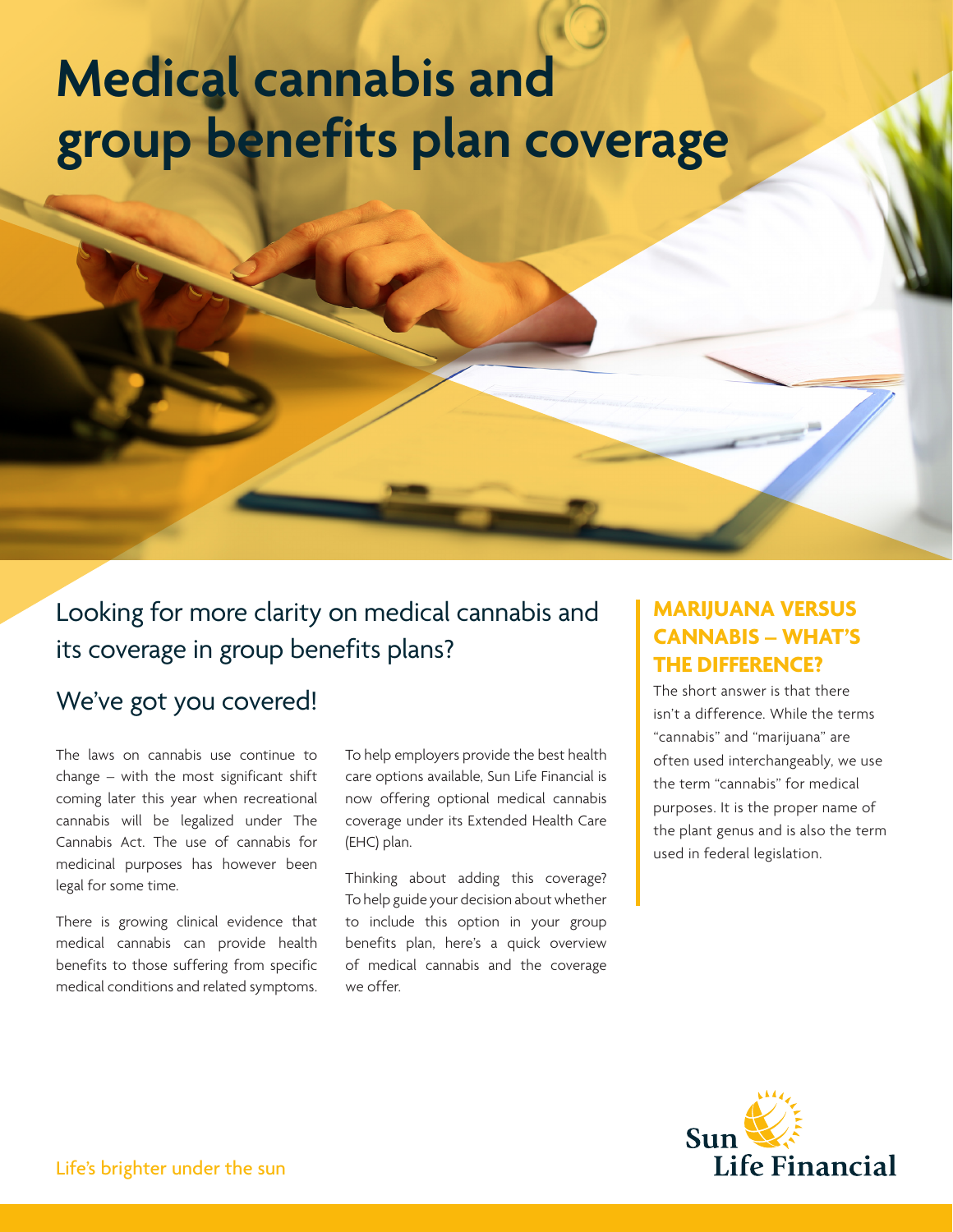# Medical cannabis and group benefits plan coverage

## Looking for more clarity on medical cannabis and its coverage in group benefits plans?

## We've got you covered!

The laws on cannabis use continue to change – with the most significant shift coming later this year when recreational cannabis will be legalized under The Cannabis Act. The use of cannabis for medicinal purposes has however been legal for some time.

There is growing clinical evidence that medical cannabis can provide health benefits to those suffering from specific medical conditions and related symptoms.

To help employers provide the best health care options available, Sun Life Financial is now offering optional medical cannabis coverage under its Extended Health Care (EHC) plan.

Thinking about adding this coverage? To help guide your decision about whether to include this option in your group benefits plan, here's a quick overview of medical cannabis and the coverage we offer.

### MARIJUANA VERSUS CANNABIS – WHAT'S THE DIFFERENCE?

The short answer is that there isn't a difference. While the terms "cannabis" and "marijuana" are often used interchangeably, we use the term "cannabis" for medical purposes. It is the proper name of the plant genus and is also the term used in federal legislation.

Life's brighter under the sun

Sun Life Financial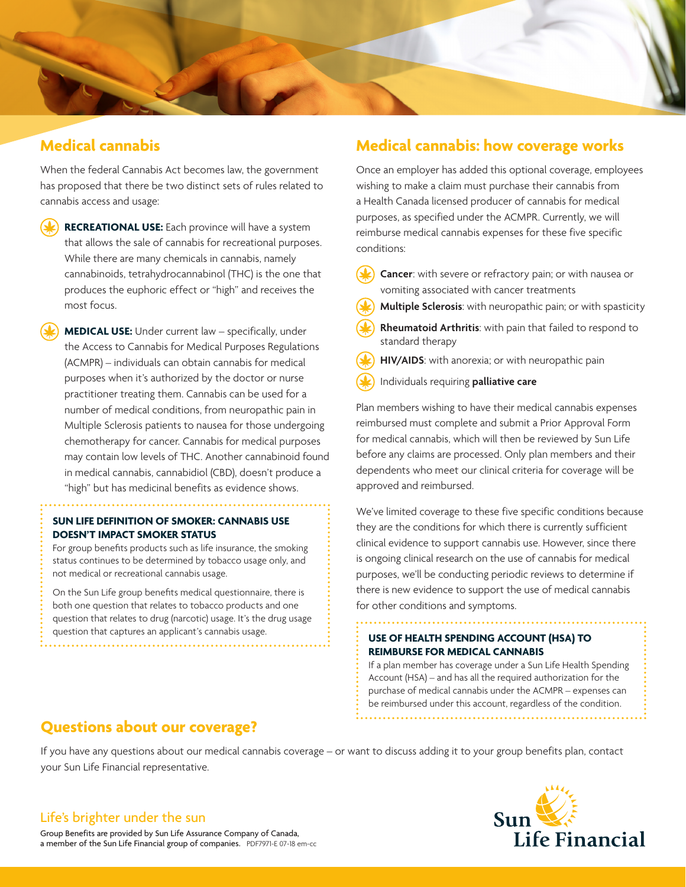## Medical cannabis

When the federal Cannabis Act becomes law, the government has proposed that there be two distinct sets of rules related to cannabis access and usage:

- **RECREATIONAL USE:** Each province will have a system that allows the sale of cannabis for recreational purposes. While there are many chemicals in cannabis, namely cannabinoids, tetrahydrocannabinol (THC) is the one that produces the euphoric effect or "high" and receives the most focus.
- **MEDICAL USE:** Under current law – specifically, under the Access to Cannabis for Medical Purposes Regulations (ACMPR) – individuals can obtain cannabis for medical purposes when it's authorized by the doctor or nurse practitioner treating them. Cannabis can be used for a number of medical conditions, from neuropathic pain in Multiple Sclerosis patients to nausea for those undergoing chemotherapy for cancer. Cannabis for medical purposes may contain low levels of THC. Another cannabinoid found in medical cannabis, cannabidiol (CBD), doesn't produce a "high" but has medicinal benefits as evidence shows.

**SUN LIFE DEFINITION OF SMOKER: CANNABIS USE DOESN'T IMPACT SMOKER STATUS**

For group benefits products such as life insurance, the smoking status continues to be determined by tobacco usage only, and not medical or recreational cannabis usage.

On the Sun Life group benefits medical questionnaire, there is both one question that relates to tobacco products and one question that relates to drug (narcotic) usage. It's the drug usage question that captures an applicant's cannabis usage.

## Medical cannabis: how coverage works

Once an employer has added this optional coverage, employees wishing to make a claim must purchase their cannabis from a Health Canada licensed producer of cannabis for medical purposes, as specified under the ACMPR. Currently, we will reimburse medical cannabis expenses for these five specific conditions:

- **Cancer**: with severe or refractory pain; or with nausea or vomiting associated with cancer treatments
- **Multiple Sclerosis**: with neuropathic pain; or with spasticity
- **Rheumatoid Arthritis**: with pain that failed to respond to standard therapy
- **HIV/AIDS**: with anorexia; or with neuropathic pain
- Individuals requiring **palliative care**

Plan members wishing to have their medical cannabis expenses reimbursed must complete and submit a Prior Approval Form for medical cannabis, which will then be reviewed by Sun Life before any claims are processed. Only plan members and their dependents who meet our clinical criteria for coverage will be approved and reimbursed.

We've limited coverage to these five specific conditions because they are the conditions for which there is currently sufficient clinical evidence to support cannabis use. However, since there is ongoing clinical research on the use of cannabis for medical purposes, we'll be conducting periodic reviews to determine if there is new evidence to support the use of medical cannabis for other conditions and symptoms.

**USE OF HEALTH SPENDING ACCOUNT (HSA) TO REIMBURSE FOR MEDICAL CANNABIS**

If a plan member has coverage under a Sun Life Health Spending Account (HSA) – and has all the required authorization for the purchase of medical cannabis under the ACMPR – expenses can be reimbursed under this account, regardless of the condition.

## Questions about our coverage?

If you have any questions about our medical cannabis coverage – or want to discuss adding it to your group benefits plan, contact your Sun Life Financial representative.

Life's brighter under the sun

Group Benefits are provided by Sun Life Assurance Company of Canada, a member of the Sun Life Financial group of companies. PDF7971-E 07-18 em-cc

Sun Life Financial